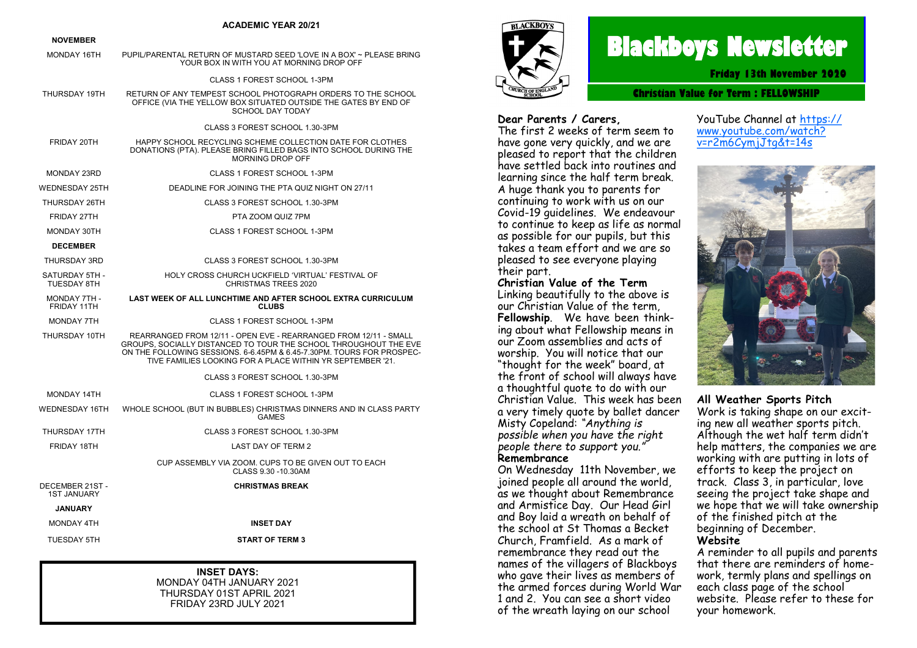## ACADEMIC YEAR 20/21

| | |
|---|---|
| **NOVEMBER** | |
| MONDAY 16TH | PUPIL/PARENTAL RETURN OF MUSTARD SEED 'LOVE IN A BOX' ~ PLEASE BRING YOUR BOX IN WITH YOU AT MORNING DROP OFF |
| | CLASS 1 FOREST SCHOOL 1-3PM |
| THURSDAY 19TH | RETURN OF ANY TEMPEST SCHOOL PHOTOGRAPH ORDERS TO THE SCHOOL OFFICE (VIA THE YELLOW BOX SITUATED OUTSIDE THE GATES BY END OF SCHOOL DAY TODAY |
| | CLASS 3 FOREST SCHOOL 1.30-3PM |
| FRIDAY 20TH | HAPPY SCHOOL RECYCLING SCHEME COLLECTION DATE FOR CLOTHES DONATIONS (PTA). PLEASE BRING FILLED BAGS INTO SCHOOL DURING THE MORNING DROP OFF |
| MONDAY 23RD | CLASS 1 FOREST SCHOOL 1-3PM |
| WEDNESDAY 25TH | DEADLINE FOR JOINING THE PTA QUIZ NIGHT ON 27/11 |
| THURSDAY 26TH | CLASS 3 FOREST SCHOOL 1.30-3PM |
| FRIDAY 27TH | PTA ZOOM QUIZ 7PM |
| MONDAY 30TH | CLASS 1 FOREST SCHOOL 1-3PM |
| **DECEMBER** | |
| THURSDAY 3RD | CLASS 3 FOREST SCHOOL 1.30-3PM |
| SATURDAY 5TH - TUESDAY 8TH | HOLY CROSS CHURCH UCKFIELD 'VIRTUAL' FESTIVAL OF CHRISTMAS TREES 2020 |
| MONDAY 7TH - FRIDAY 11TH | **LAST WEEK OF ALL LUNCHTIME AND AFTER SCHOOL EXTRA CURRICULUM CLUBS** |
| MONDAY 7TH | CLASS 1 FOREST SCHOOL 1-3PM |
| THURSDAY 10TH | REARRANGED FROM 12/11 - OPEN EVE - REARRANGED FROM 12/11 - SMALL GROUPS, SOCIALLY DISTANCED TO TOUR THE SCHOOL THROUGHOUT THE EVE ON THE FOLLOWING SESSIONS. 6-6.45PM & 6.45-7.30PM. TOURS FOR PROSPECTIVE FAMILIES LOOKING FOR A PLACE WITHIN YR SEPTEMBER '21. |
| | CLASS 3 FOREST SCHOOL 1.30-3PM |
| MONDAY 14TH | CLASS 1 FOREST SCHOOL 1-3PM |
| WEDNESDAY 16TH | WHOLE SCHOOL (BUT IN BUBBLES) CHRISTMAS DINNERS AND IN CLASS PARTY GAMES |
| THURSDAY 17TH | CLASS 3 FOREST SCHOOL 1.30-3PM |
| FRIDAY 18TH | LAST DAY OF TERM 2 |
| | CUP ASSEMBLY VIA ZOOM. CUPS TO BE GIVEN OUT TO EACH CLASS 9.30 -10.30AM |
| DECEMBER 21ST - 1ST JANUARY | **CHRISTMAS BREAK** |
| **JANUARY** | |
| MONDAY 4TH | **INSET DAY** |
| TUESDAY 5TH | **START OF TERM 3** |

**INSET DAYS:**
MONDAY 04TH JANUARY 2021
THURSDAY 01ST APRIL 2021
FRIDAY 23RD JULY 2021

# Blackboys Newsletter

**Friday 13th November 2020**

**Christian Value for Term : FELLOWSHIP**

**Dear Parents / Carers,**

The first 2 weeks of term seem to have gone very quickly, and we are pleased to report that the children have settled back into routines and learning since the half term break. A huge thank you to parents for continuing to work with us on our Covid-19 guidelines. We endeavour to continue to keep as life as normal as possible for our pupils, but this takes a team effort and we are so pleased to see everyone playing their part.

**Christian Value of the Term**

Linking beautifully to the above is our Christian Value of the term, **Fellowship**. We have been thinking about what Fellowship means in our Zoom assemblies and acts of worship. You will notice that our "thought for the week" board, at the front of school will always have a thoughtful quote to do with our Christian Value. This week has been a very timely quote by ballet dancer Misty Copeland: "*Anything is possible when you have the right people there to support you.*"

**Remembrance**

On Wednesday 11th November, we joined people all around the world, as we thought about Remembrance and Armistice Day. Our Head Girl and Boy laid a wreath on behalf of the school at St Thomas a Becket Church, Framfield. As a mark of remembrance they read out the names of the villagers of Blackboys who gave their lives as members of the armed forces during World War 1 and 2. You can see a short video of the wreath laying on our school YouTube Channel at https://www.youtube.com/watch?v=r2m6CymjJtg&t=14s

**All Weather Sports Pitch**

Work is taking shape on our exciting new all weather sports pitch. Although the wet half term didn't help matters, the companies we are working with are putting in lots of efforts to keep the project on track. Class 3, in particular, love seeing the project take shape and we hope that we will take ownership of the finished pitch at the beginning of December.

**Website**

A reminder to all pupils and parents that there are reminders of homework, termly plans and spellings on each class page of the school website. Please refer to these for your homework.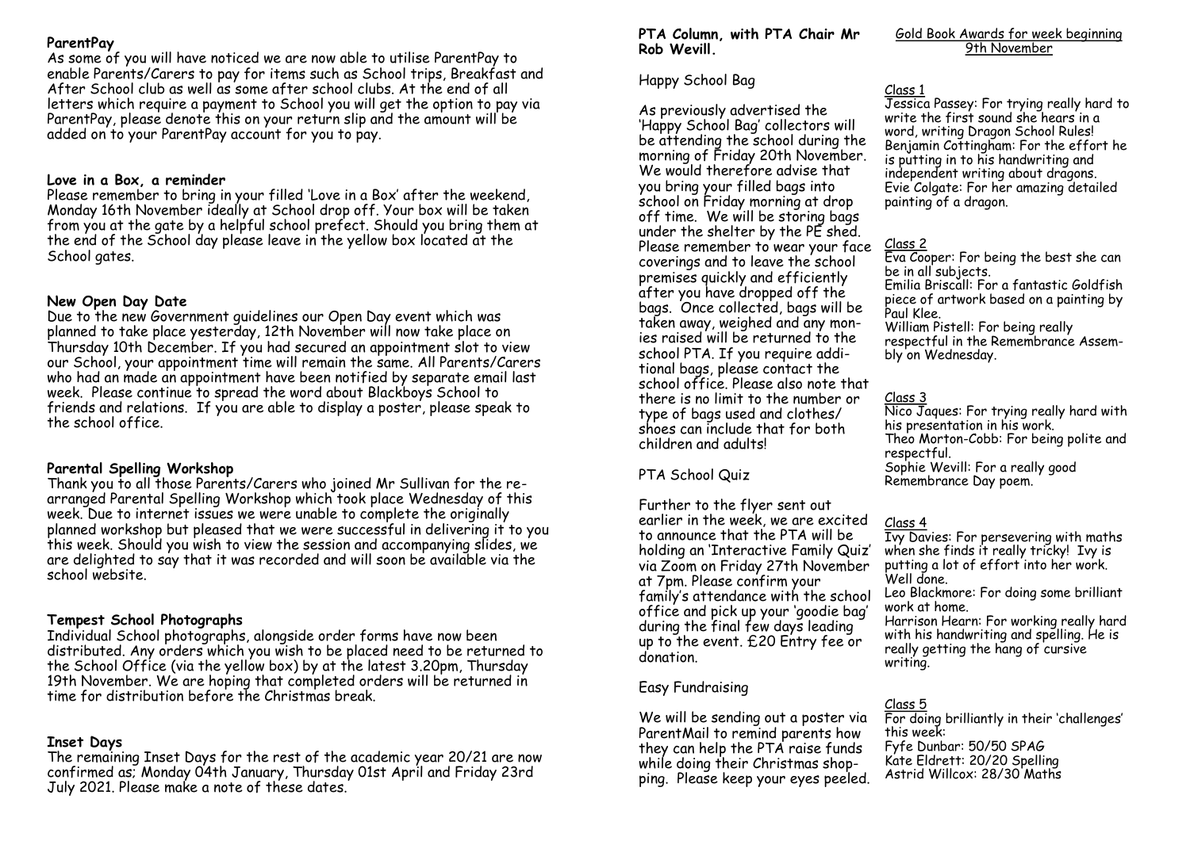**ParentPay**
As some of you will have noticed we are now able to utilise ParentPay to enable Parents/Carers to pay for items such as School trips, Breakfast and After School club as well as some after school clubs. At the end of all letters which require a payment to School you will get the option to pay via ParentPay, please denote this on your return slip and the amount will be added on to your ParentPay account for you to pay.

**Love in a Box, a reminder**
Please remember to bring in your filled 'Love in a Box' after the weekend, Monday 16th November ideally at School drop off. Your box will be taken from you at the gate by a helpful school prefect. Should you bring them at the end of the School day please leave in the yellow box located at the School gates.

**New Open Day Date**
Due to the new Government guidelines our Open Day event which was planned to take place yesterday, 12th November will now take place on Thursday 10th December. If you had secured an appointment slot to view our School, your appointment time will remain the same. All Parents/Carers who had an made an appointment have been notified by separate email last week. Please continue to spread the word about Blackboys School to friends and relations. If you are able to display a poster, please speak to the school office.

**Parental Spelling Workshop**
Thank you to all those Parents/Carers who joined Mr Sullivan for the re-arranged Parental Spelling Workshop which took place Wednesday of this week. Due to internet issues we were unable to complete the originally planned workshop but pleased that we were successful in delivering it to you this week. Should you wish to view the session and accompanying slides, we are delighted to say that it was recorded and will soon be available via the school website.

**Tempest School Photographs**
Individual School photographs, alongside order forms have now been distributed. Any orders which you wish to be placed need to be returned to the School Office (via the yellow box) by at the latest 3.20pm, Thursday 19th November. We are hoping that completed orders will be returned in time for distribution before the Christmas break.

**Inset Days**
The remaining Inset Days for the rest of the academic year 20/21 are now confirmed as; Monday 04th January, Thursday 01st April and Friday 23rd July 2021. Please make a note of these dates.

**PTA Column, with PTA Chair Mr Rob Wevill.**

Happy School Bag

As previously advertised the 'Happy School Bag' collectors will be attending the school during the morning of Friday 20th November. We would therefore advise that you bring your filled bags into school on Friday morning at drop off time. We will be storing bags under the shelter by the PE shed. Please remember to wear your face coverings and to leave the school premises quickly and efficiently after you have dropped off the bags. Once collected, bags will be taken away, weighed and any monies raised will be returned to the school PTA. If you require additional bags, please contact the school office. Please also note that there is no limit to the number or type of bags used and clothes/ shoes can include that for both children and adults!

PTA School Quiz

Further to the flyer sent out earlier in the week, we are excited to announce that the PTA will be holding an 'Interactive Family Quiz' via Zoom on Friday 27th November at 7pm. Please confirm your family's attendance with the school office and pick up your 'goodie bag' during the final few days leading up to the event. £20 Entry fee or donation.

Easy Fundraising

We will be sending out a poster via ParentMail to remind parents how they can help the PTA raise funds while doing their Christmas shopping. Please keep your eyes peeled.

Gold Book Awards for week beginning 9th November

Class 1
Jessica Passey: For trying really hard to write the first sound she hears in a word, writing Dragon School Rules!
Benjamin Cottingham: For the effort he is putting in to his handwriting and independent writing about dragons.
Evie Colgate: For her amazing detailed painting of a dragon.

Class 2
Eva Cooper: For being the best she can be in all subjects.
Emilia Briscall: For a fantastic Goldfish piece of artwork based on a painting by Paul Klee.
William Pistell: For being really respectful in the Remembrance Assembly on Wednesday.

Class 3
Nico Jaques: For trying really hard with his presentation in his work.
Theo Morton-Cobb: For being polite and respectful.
Sophie Wevill: For a really good Remembrance Day poem.

Class 4
Ivy Davies: For persevering with maths when she finds it really tricky! Ivy is putting a lot of effort into her work. Well done.
Leo Blackmore: For doing some brilliant work at home.
Harrison Hearn: For working really hard with his handwriting and spelling. He is really getting the hang of cursive writing.

Class 5
For doing brilliantly in their 'challenges' this week:
Fyfe Dunbar: 50/50 SPAG
Kate Eldrett: 20/20 Spelling
Astrid Willcox: 28/30 Maths